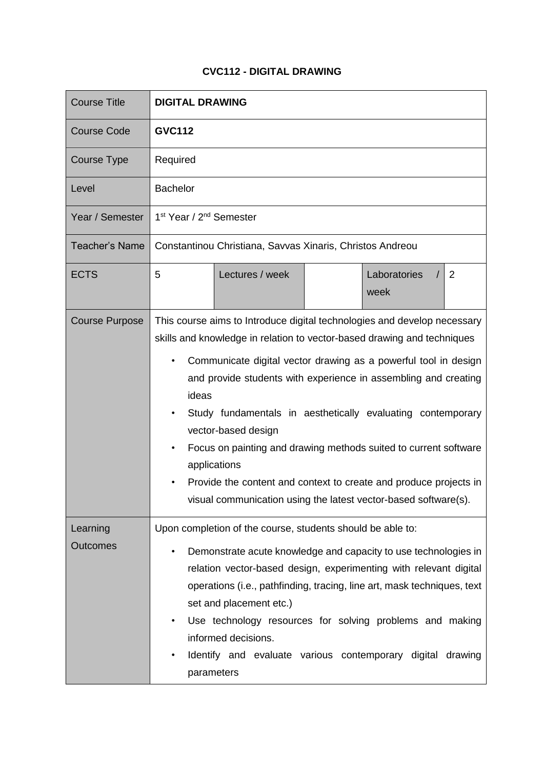# CVC112 - DIGITAL DRAWING

| Course Title | **DIGITAL DRAWING** | | | | |
|---|---|---|---|---|---|
| Course Code | **GVC112** | | | | |
| Course Type | Required | | | | |
| Level | Bachelor | | | | |
| Year / Semester | 1st Year / 2nd Semester | | | | |
| Teacher's Name | Constantinou Christiana, Savvas Xinaris, Christos Andreou | | | | |
| ECTS | 5 | Lectures / week | | Laboratories / week | 2 |
| Course Purpose | This course aims to Introduce digital technologies and develop necessary skills and knowledge in relation to vector-based drawing and techniques<br>• Communicate digital vector drawing as a powerful tool in design and provide students with experience in assembling and creating ideas<br>• Study fundamentals in aesthetically evaluating contemporary vector-based design<br>• Focus on painting and drawing methods suited to current software applications<br>• Provide the content and context to create and produce projects in visual communication using the latest vector-based software(s). | | | | |
| Learning Outcomes | Upon completion of the course, students should be able to:<br>• Demonstrate acute knowledge and capacity to use technologies in relation vector-based design, experimenting with relevant digital operations (i.e., pathfinding, tracing, line art, mask techniques, text set and placement etc.)<br>• Use technology resources for solving problems and making informed decisions.<br>• Identify and evaluate various contemporary digital drawing parameters | | | | |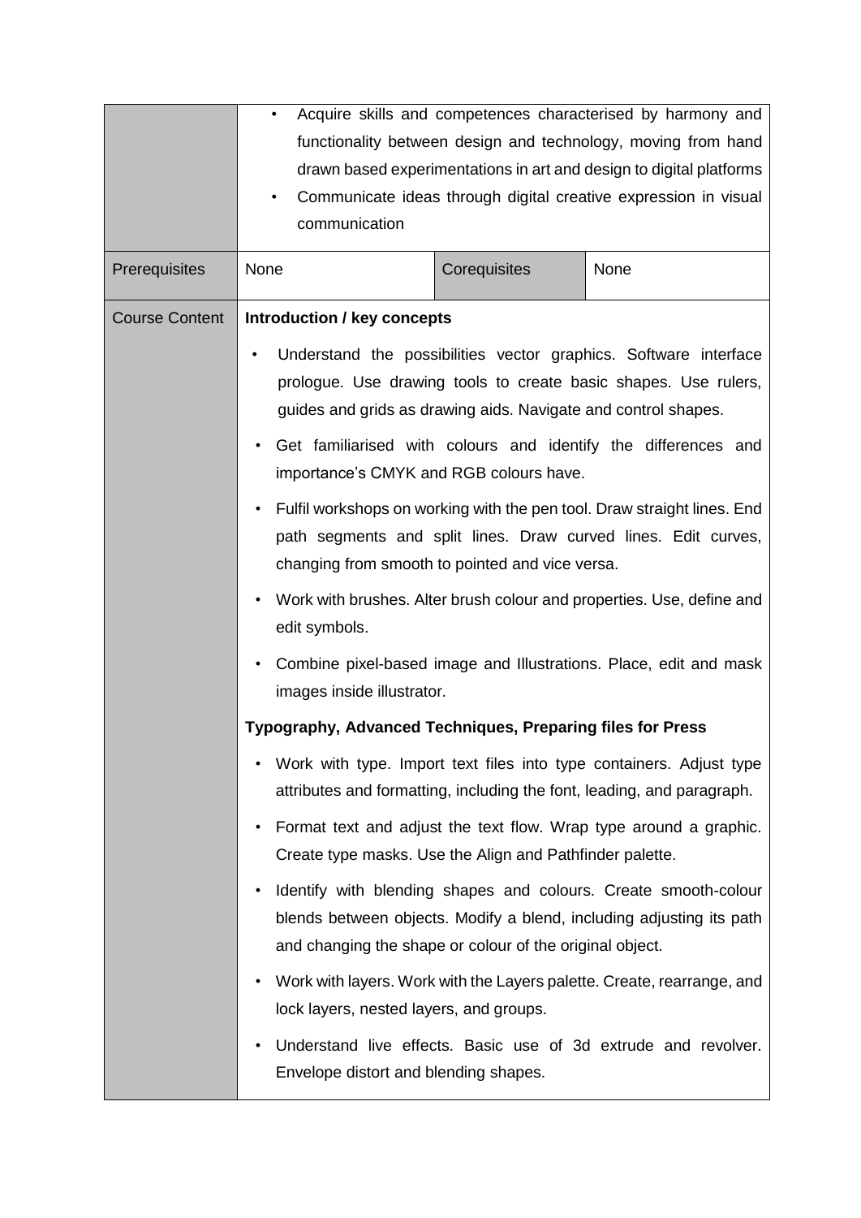| | | | |
|---|---|---|---|
| | • Acquire skills and competences characterised by harmony and functionality between design and technology, moving from hand drawn based experimentations in art and design to digital platforms<br>• Communicate ideas through digital creative expression in visual communication | | |
| Prerequisites | None | Corequisites | None |
| Course Content | **Introduction / key concepts**<br>• Understand the possibilities vector graphics. Software interface prologue. Use drawing tools to create basic shapes. Use rulers, guides and grids as drawing aids. Navigate and control shapes.<br>• Get familiarised with colours and identify the differences and importance's CMYK and RGB colours have.<br>• Fulfil workshops on working with the pen tool. Draw straight lines. End path segments and split lines. Draw curved lines. Edit curves, changing from smooth to pointed and vice versa.<br>• Work with brushes. Alter brush colour and properties. Use, define and edit symbols.<br>• Combine pixel-based image and Illustrations. Place, edit and mask images inside illustrator.<br>**Typography, Advanced Techniques, Preparing files for Press**<br>• Work with type. Import text files into type containers. Adjust type attributes and formatting, including the font, leading, and paragraph.<br>• Format text and adjust the text flow. Wrap type around a graphic. Create type masks. Use the Align and Pathfinder palette.<br>• Identify with blending shapes and colours. Create smooth-colour blends between objects. Modify a blend, including adjusting its path and changing the shape or colour of the original object.<br>• Work with layers. Work with the Layers palette. Create, rearrange, and lock layers, nested layers, and groups.<br>• Understand live effects. Basic use of 3d extrude and revolver. Envelope distort and blending shapes. | | |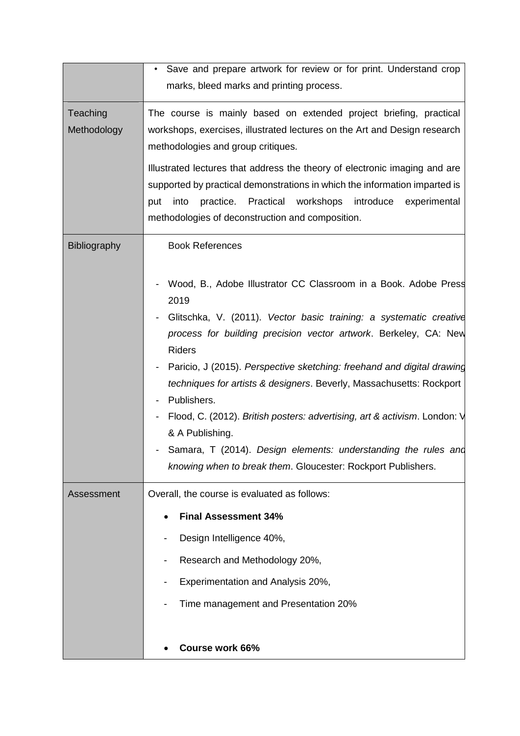| | |
|---|---|
| | • Save and prepare artwork for review or for print. Understand crop marks, bleed marks and printing process. |
| Teaching Methodology | The course is mainly based on extended project briefing, practical workshops, exercises, illustrated lectures on the Art and Design research methodologies and group critiques.<br><br>Illustrated lectures that address the theory of electronic imaging and are supported by practical demonstrations in which the information imparted is put into practice. Practical workshops introduce experimental methodologies of deconstruction and composition. |
| Bibliography | Book References<br><br>- Wood, B., Adobe Illustrator CC Classroom in a Book. Adobe Press 2019<br>- Glitschka, V. (2011). *Vector basic training: a systematic creative process for building precision vector artwork*. Berkeley, CA: New Riders<br>- Paricio, J (2015). *Perspective sketching: freehand and digital drawing techniques for artists & designers*. Beverly, Massachusetts: Rockport<br>- Publishers.<br>- Flood, C. (2012). *British posters: advertising, art & activism*. London: V & A Publishing.<br>- Samara, T (2014). *Design elements: understanding the rules and knowing when to break them*. Gloucester: Rockport Publishers. |
| Assessment | Overall, the course is evaluated as follows:<br><br>• **Final Assessment 34%**<br>- Design Intelligence 40%,<br>- Research and Methodology 20%,<br>- Experimentation and Analysis 20%,<br>- Time management and Presentation 20%<br><br>• **Course work 66%** |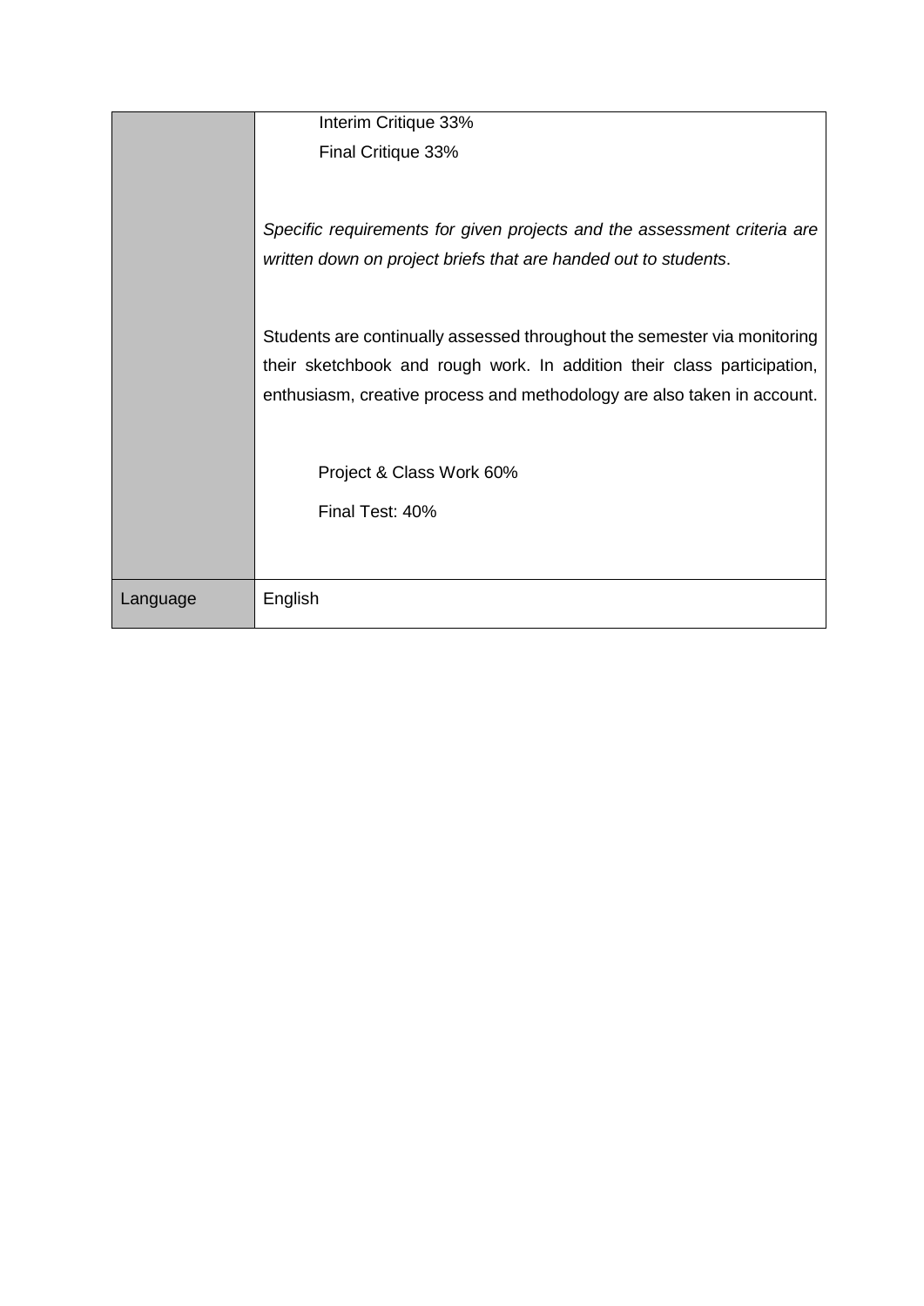| | |
|---|---|
| | Interim Critique 33%<br>Final Critique 33%<br><br>*Specific requirements for given projects and the assessment criteria are written down on project briefs that are handed out to students*.<br><br>Students are continually assessed throughout the semester via monitoring their sketchbook and rough work. In addition their class participation, enthusiasm, creative process and methodology are also taken in account.<br><br>Project & Class Work 60%<br>Final Test: 40% |
| Language | English |